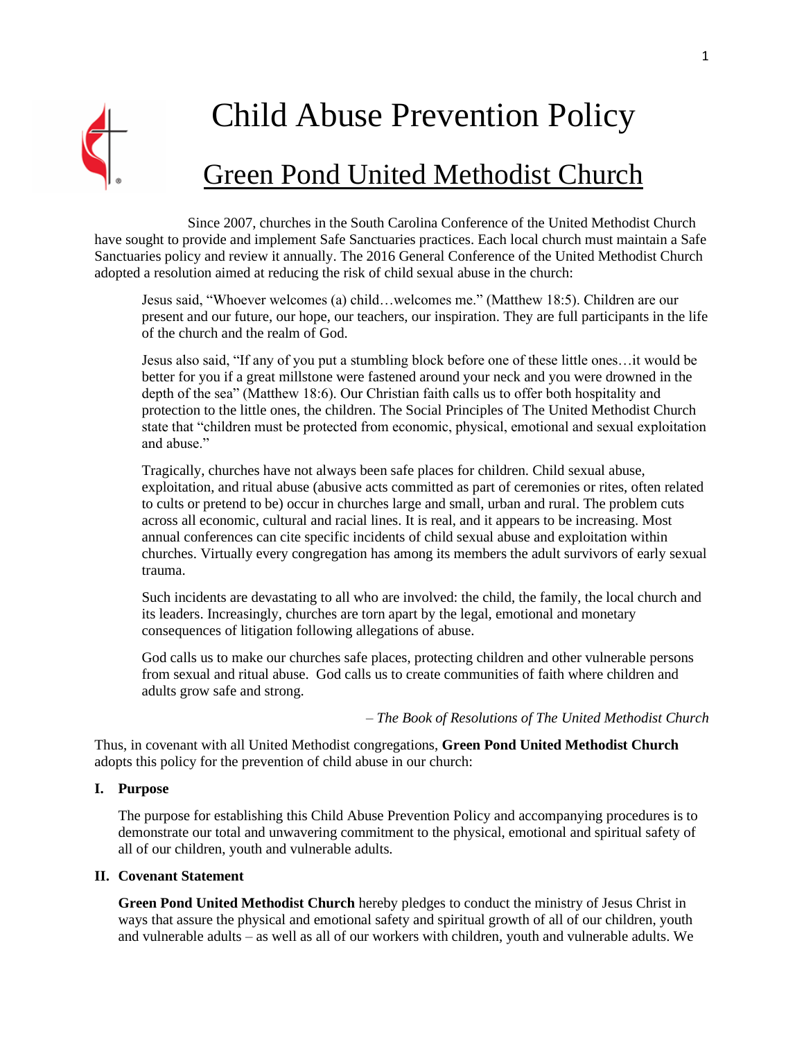# Child Abuse Prevention Policy

## Green Pond United Methodist Church

Since 2007, churches in the South Carolina Conference of the United Methodist Church have sought to provide and implement Safe Sanctuaries practices. Each local church must maintain a Safe Sanctuaries policy and review it annually. The 2016 General Conference of the United Methodist Church adopted a resolution aimed at reducing the risk of child sexual abuse in the church:

> Jesus said, "Whoever welcomes (a) child…welcomes me." (Matthew 18:5). Children are our present and our future, our hope, our teachers, our inspiration. They are full participants in the life of the church and the realm of God.
>
> Jesus also said, "If any of you put a stumbling block before one of these little ones…it would be better for you if a great millstone were fastened around your neck and you were drowned in the depth of the sea" (Matthew 18:6). Our Christian faith calls us to offer both hospitality and protection to the little ones, the children. The Social Principles of The United Methodist Church state that "children must be protected from economic, physical, emotional and sexual exploitation and abuse."
>
> Tragically, churches have not always been safe places for children. Child sexual abuse, exploitation, and ritual abuse (abusive acts committed as part of ceremonies or rites, often related to cults or pretend to be) occur in churches large and small, urban and rural. The problem cuts across all economic, cultural and racial lines. It is real, and it appears to be increasing. Most annual conferences can cite specific incidents of child sexual abuse and exploitation within churches. Virtually every congregation has among its members the adult survivors of early sexual trauma.
>
> Such incidents are devastating to all who are involved: the child, the family, the local church and its leaders. Increasingly, churches are torn apart by the legal, emotional and monetary consequences of litigation following allegations of abuse.
>
> God calls us to make our churches safe places, protecting children and other vulnerable persons from sexual and ritual abuse. God calls us to create communities of faith where children and adults grow safe and strong.
>
> – *The Book of Resolutions of The United Methodist Church*

Thus, in covenant with all United Methodist congregations, **Green Pond United Methodist Church** adopts this policy for the prevention of child abuse in our church:

### I. Purpose

The purpose for establishing this Child Abuse Prevention Policy and accompanying procedures is to demonstrate our total and unwavering commitment to the physical, emotional and spiritual safety of all of our children, youth and vulnerable adults.

### II. Covenant Statement

**Green Pond United Methodist Church** hereby pledges to conduct the ministry of Jesus Christ in ways that assure the physical and emotional safety and spiritual growth of all of our children, youth and vulnerable adults – as well as all of our workers with children, youth and vulnerable adults. We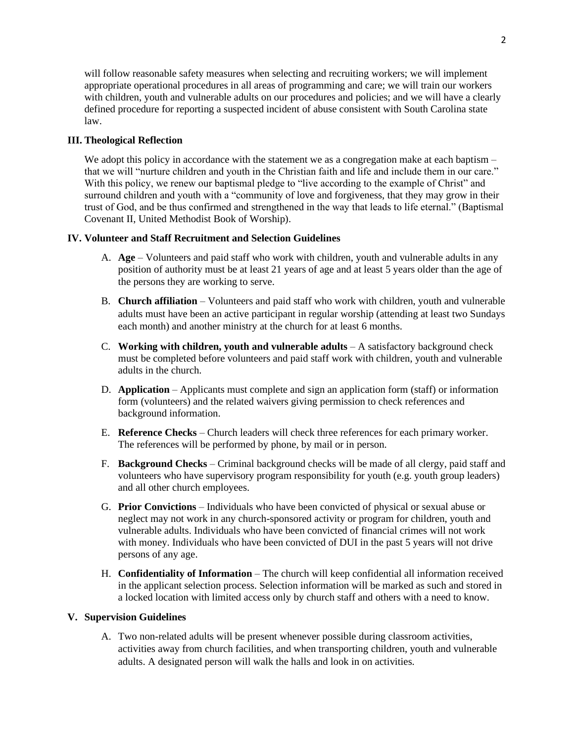will follow reasonable safety measures when selecting and recruiting workers; we will implement appropriate operational procedures in all areas of programming and care; we will train our workers with children, youth and vulnerable adults on our procedures and policies; and we will have a clearly defined procedure for reporting a suspected incident of abuse consistent with South Carolina state law.

## III. Theological Reflection

We adopt this policy in accordance with the statement we as a congregation make at each baptism – that we will "nurture children and youth in the Christian faith and life and include them in our care." With this policy, we renew our baptismal pledge to "live according to the example of Christ" and surround children and youth with a "community of love and forgiveness, that they may grow in their trust of God, and be thus confirmed and strengthened in the way that leads to life eternal." (Baptismal Covenant II, United Methodist Book of Worship).

## IV. Volunteer and Staff Recruitment and Selection Guidelines

A. **Age** – Volunteers and paid staff who work with children, youth and vulnerable adults in any position of authority must be at least 21 years of age and at least 5 years older than the age of the persons they are working to serve.

B. **Church affiliation** – Volunteers and paid staff who work with children, youth and vulnerable adults must have been an active participant in regular worship (attending at least two Sundays each month) and another ministry at the church for at least 6 months.

C. **Working with children, youth and vulnerable adults** – A satisfactory background check must be completed before volunteers and paid staff work with children, youth and vulnerable adults in the church.

D. **Application** – Applicants must complete and sign an application form (staff) or information form (volunteers) and the related waivers giving permission to check references and background information.

E. **Reference Checks** – Church leaders will check three references for each primary worker. The references will be performed by phone, by mail or in person.

F. **Background Checks** – Criminal background checks will be made of all clergy, paid staff and volunteers who have supervisory program responsibility for youth (e.g. youth group leaders) and all other church employees.

G. **Prior Convictions** – Individuals who have been convicted of physical or sexual abuse or neglect may not work in any church-sponsored activity or program for children, youth and vulnerable adults. Individuals who have been convicted of financial crimes will not work with money. Individuals who have been convicted of DUI in the past 5 years will not drive persons of any age.

H. **Confidentiality of Information** – The church will keep confidential all information received in the applicant selection process. Selection information will be marked as such and stored in a locked location with limited access only by church staff and others with a need to know.

## V. Supervision Guidelines

A. Two non-related adults will be present whenever possible during classroom activities, activities away from church facilities, and when transporting children, youth and vulnerable adults. A designated person will walk the halls and look in on activities.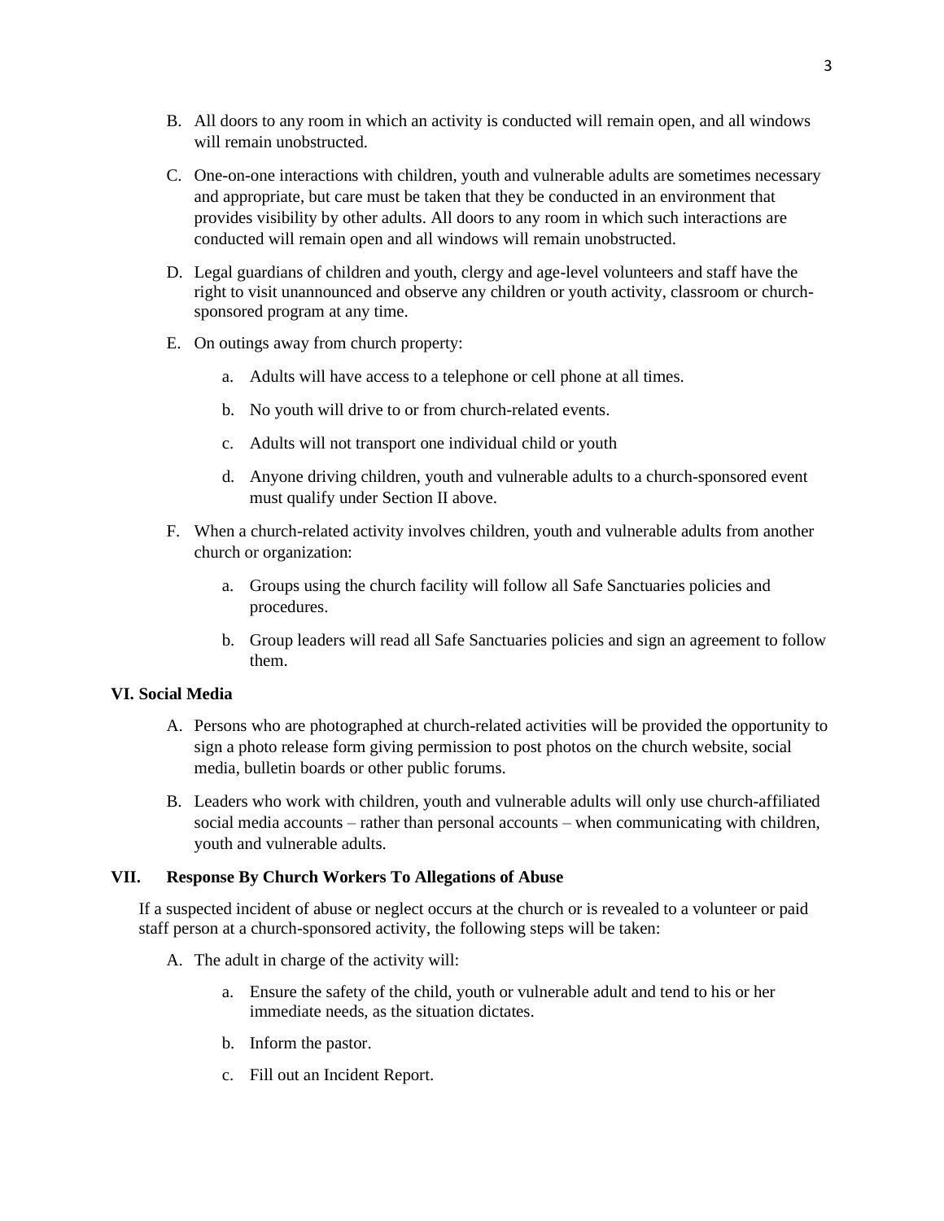B. All doors to any room in which an activity is conducted will remain open, and all windows will remain unobstructed.

C. One-on-one interactions with children, youth and vulnerable adults are sometimes necessary and appropriate, but care must be taken that they be conducted in an environment that provides visibility by other adults. All doors to any room in which such interactions are conducted will remain open and all windows will remain unobstructed.

D. Legal guardians of children and youth, clergy and age-level volunteers and staff have the right to visit unannounced and observe any children or youth activity, classroom or church-sponsored program at any time.

E. On outings away from church property:

   a. Adults will have access to a telephone or cell phone at all times.

   b. No youth will drive to or from church-related events.

   c. Adults will not transport one individual child or youth

   d. Anyone driving children, youth and vulnerable adults to a church-sponsored event must qualify under Section II above.

F. When a church-related activity involves children, youth and vulnerable adults from another church or organization:

   a. Groups using the church facility will follow all Safe Sanctuaries policies and procedures.

   b. Group leaders will read all Safe Sanctuaries policies and sign an agreement to follow them.

## VI. Social Media

A. Persons who are photographed at church-related activities will be provided the opportunity to sign a photo release form giving permission to post photos on the church website, social media, bulletin boards or other public forums.

B. Leaders who work with children, youth and vulnerable adults will only use church-affiliated social media accounts – rather than personal accounts – when communicating with children, youth and vulnerable adults.

## VII. Response By Church Workers To Allegations of Abuse

If a suspected incident of abuse or neglect occurs at the church or is revealed to a volunteer or paid staff person at a church-sponsored activity, the following steps will be taken:

A. The adult in charge of the activity will:

   a. Ensure the safety of the child, youth or vulnerable adult and tend to his or her immediate needs, as the situation dictates.

   b. Inform the pastor.

   c. Fill out an Incident Report.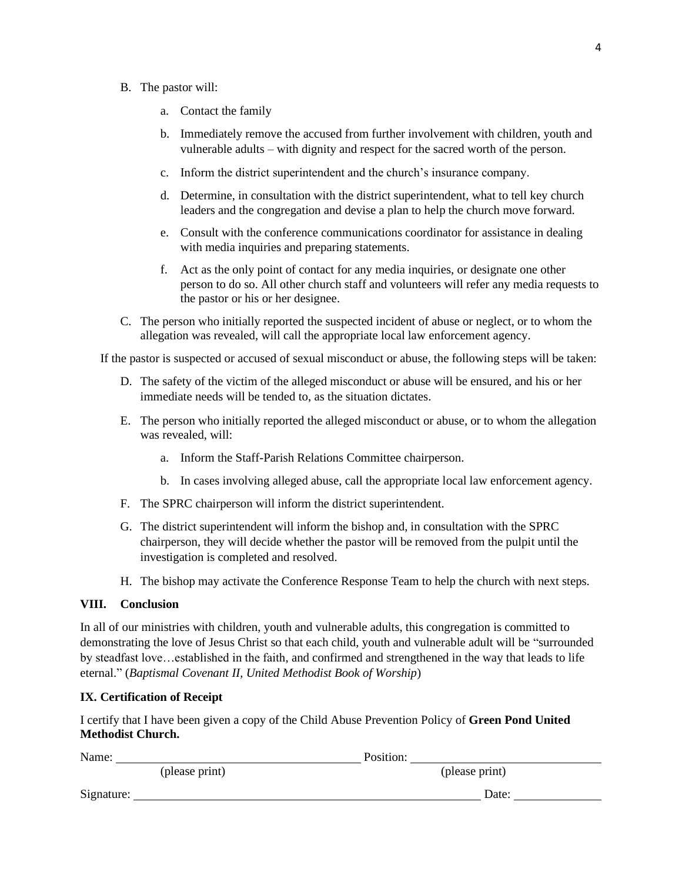B. The pastor will:

   a. Contact the family

   b. Immediately remove the accused from further involvement with children, youth and vulnerable adults – with dignity and respect for the sacred worth of the person.

   c. Inform the district superintendent and the church's insurance company.

   d. Determine, in consultation with the district superintendent, what to tell key church leaders and the congregation and devise a plan to help the church move forward.

   e. Consult with the conference communications coordinator for assistance in dealing with media inquiries and preparing statements.

   f. Act as the only point of contact for any media inquiries, or designate one other person to do so. All other church staff and volunteers will refer any media requests to the pastor or his or her designee.

C. The person who initially reported the suspected incident of abuse or neglect, or to whom the allegation was revealed, will call the appropriate local law enforcement agency.

If the pastor is suspected or accused of sexual misconduct or abuse, the following steps will be taken:

D. The safety of the victim of the alleged misconduct or abuse will be ensured, and his or her immediate needs will be tended to, as the situation dictates.

E. The person who initially reported the alleged misconduct or abuse, or to whom the allegation was revealed, will:

   a. Inform the Staff-Parish Relations Committee chairperson.

   b. In cases involving alleged abuse, call the appropriate local law enforcement agency.

F. The SPRC chairperson will inform the district superintendent.

G. The district superintendent will inform the bishop and, in consultation with the SPRC chairperson, they will decide whether the pastor will be removed from the pulpit until the investigation is completed and resolved.

H. The bishop may activate the Conference Response Team to help the church with next steps.

## VIII. Conclusion

In all of our ministries with children, youth and vulnerable adults, this congregation is committed to demonstrating the love of Jesus Christ so that each child, youth and vulnerable adult will be "surrounded by steadfast love…established in the faith, and confirmed and strengthened in the way that leads to life eternal." (*Baptismal Covenant II, United Methodist Book of Worship*)

## IX. Certification of Receipt

I certify that I have been given a copy of the Child Abuse Prevention Policy of **Green Pond United Methodist Church.**

Name: ______________________________ Position: ______________________________
(please print) (please print)

Signature: ______________________________________________ Date: ______________